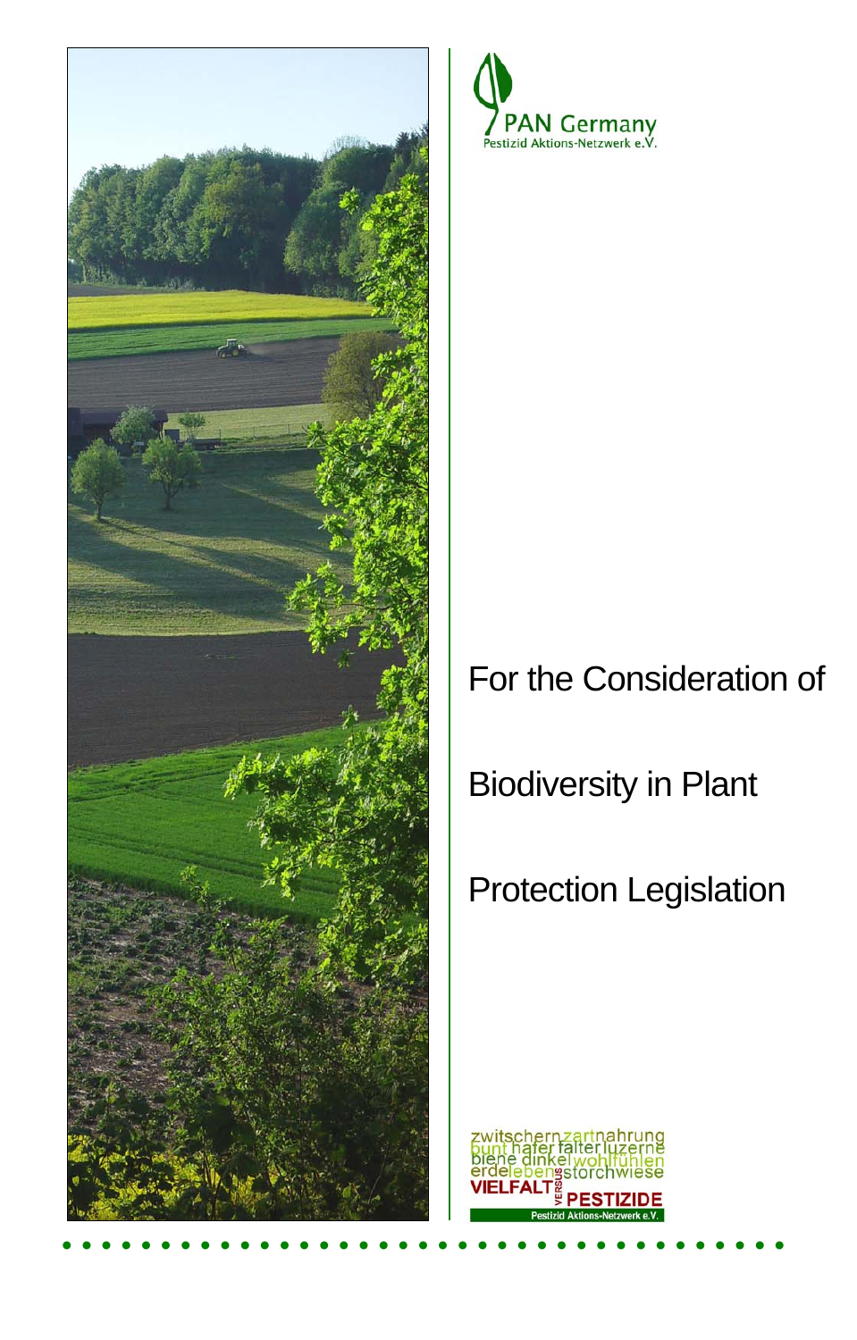PAN Germany
Pestizid Aktions-Netzwerk e.V.

# For the Consideration of Biodiversity in Plant Protection Legislation

zwitschern zartnahrung bunt hafer falter luzerne biene dinkel wohlfühlen erdeleben storchwiese

VIELFALT VERSUS PESTIZIDE

Pestizid Aktions-Netzwerk e.V.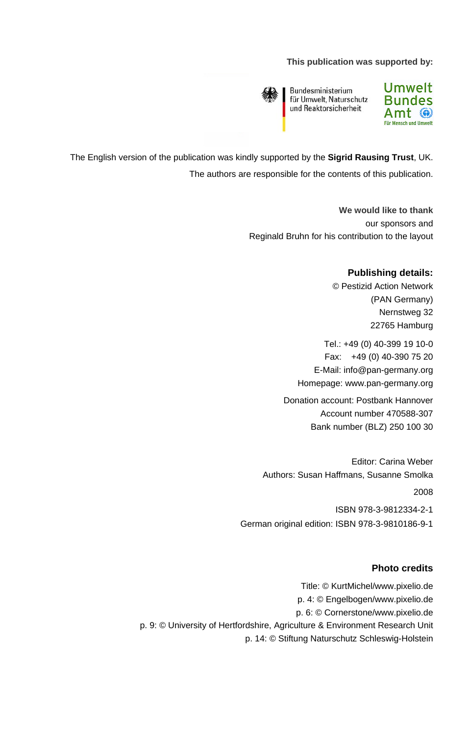**This publication was supported by:**

Bundesministerium für Umwelt, Naturschutz und Reaktorsicherheit

Umwelt Bundes Amt
Für Mensch und Umwelt

The English version of the publication was kindly supported by the **Sigrid Rausing Trust**, UK.

The authors are responsible for the contents of this publication.

**We would like to thank**
our sponsors and
Reginald Bruhn for his contribution to the layout

### Publishing details:

© Pestizid Action Network
(PAN Germany)
Nernstweg 32
22765 Hamburg

Tel.: +49 (0) 40-399 19 10-0
Fax: +49 (0) 40-390 75 20
E-Mail: info@pan-germany.org
Homepage: www.pan-germany.org

Donation account: Postbank Hannover
Account number 470588-307
Bank number (BLZ) 250 100 30

Editor: Carina Weber
Authors: Susan Haffmans, Susanne Smolka

2008

ISBN 978-3-9812334-2-1
German original edition: ISBN 978-3-9810186-9-1

### Photo credits

Title: © KurtMichel/www.pixelio.de
p. 4: © Engelbogen/www.pixelio.de
p. 6: © Cornerstone/www.pixelio.de
p. 9: © University of Hertfordshire, Agriculture & Environment Research Unit
p. 14: © Stiftung Naturschutz Schleswig-Holstein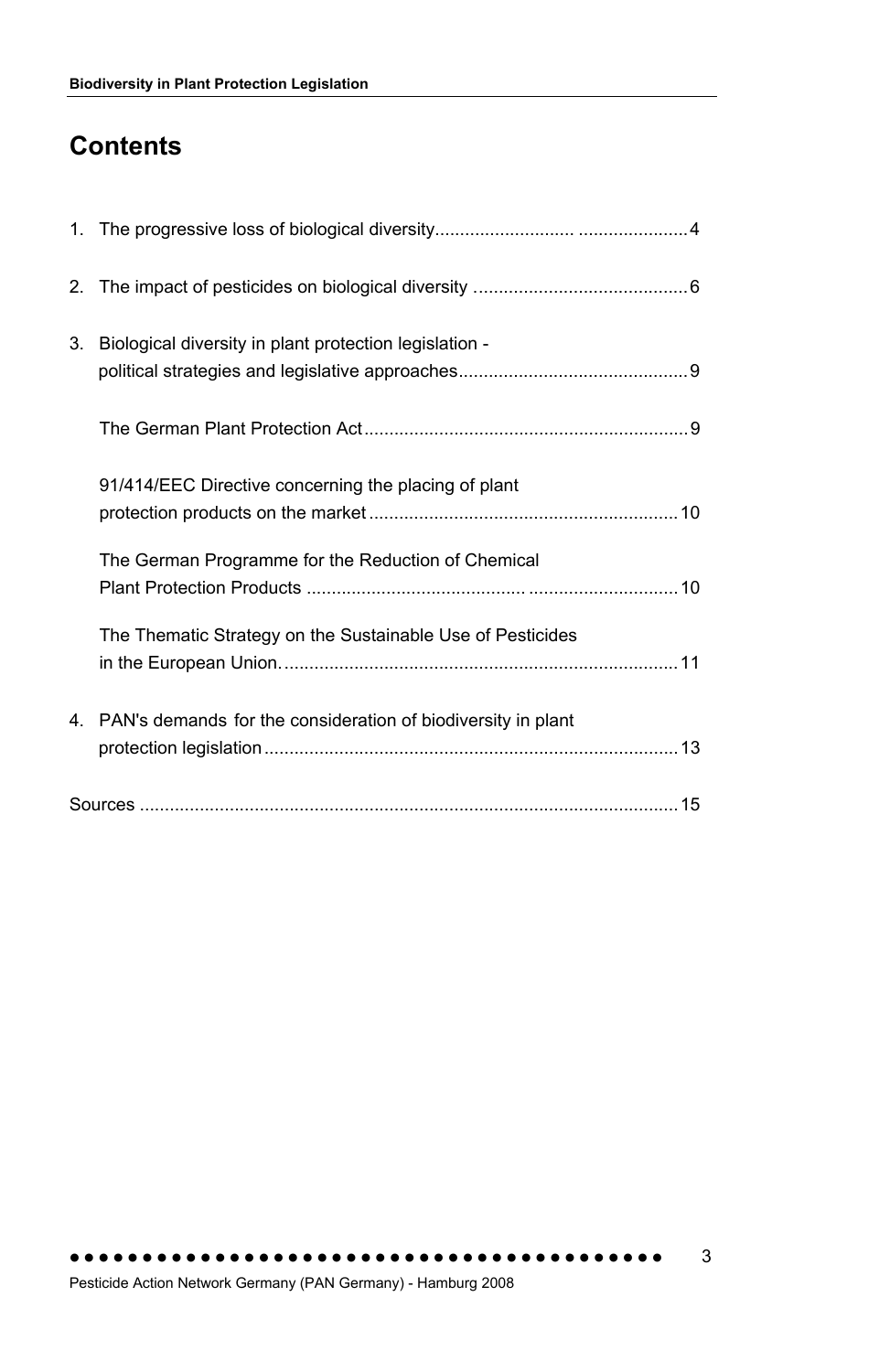# Contents

1. The progressive loss of biological diversity ... 4

2. The impact of pesticides on biological diversity ... 6

3. Biological diversity in plant protection legislation - political strategies and legislative approaches ... 9

   The German Plant Protection Act ... 9

   91/414/EEC Directive concerning the placing of plant protection products on the market ... 10

   The German Programme for the Reduction of Chemical Plant Protection Products ... 10

   The Thematic Strategy on the Sustainable Use of Pesticides in the European Union. ... 11

4. PAN's demands for the consideration of biodiversity in plant protection legislation ... 13

Sources ... 15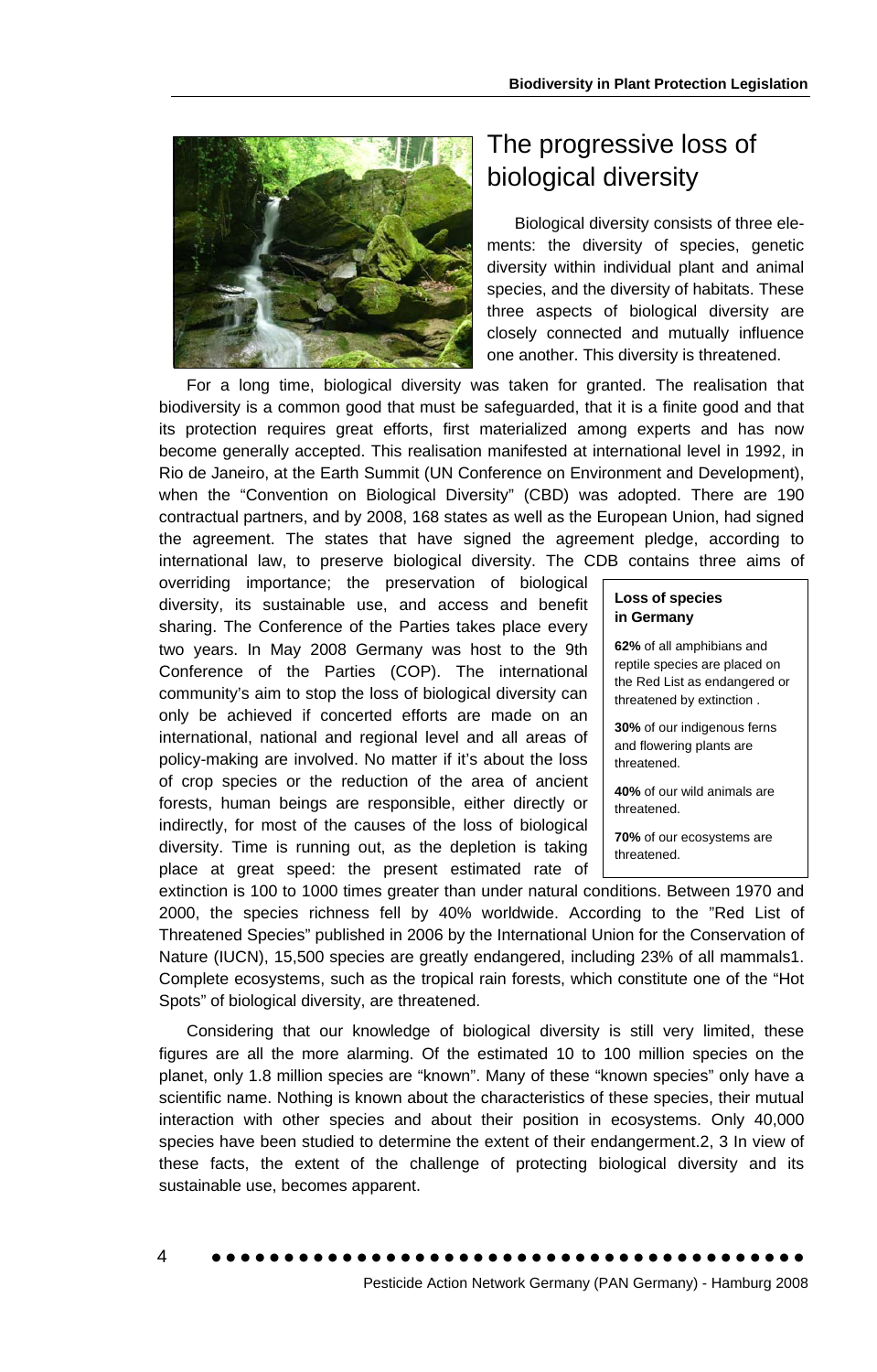## The progressive loss of biological diversity

Biological diversity consists of three elements: the diversity of species, genetic diversity within individual plant and animal species, and the diversity of habitats. These three aspects of biological diversity are closely connected and mutually influence one another. This diversity is threatened.

For a long time, biological diversity was taken for granted. The realisation that biodiversity is a common good that must be safeguarded, that it is a finite good and that its protection requires great efforts, first materialized among experts and has now become generally accepted. This realisation manifested at international level in 1992, in Rio de Janeiro, at the Earth Summit (UN Conference on Environment and Development), when the "Convention on Biological Diversity" (CBD) was adopted. There are 190 contractual partners, and by 2008, 168 states as well as the European Union, had signed the agreement. The states that have signed the agreement pledge, according to international law, to preserve biological diversity. The CDB contains three aims of overriding importance; the preservation of biological diversity, its sustainable use, and access and benefit sharing. The Conference of the Parties takes place every two years. In May 2008 Germany was host to the 9th Conference of the Parties (COP). The international community's aim to stop the loss of biological diversity can only be achieved if concerted efforts are made on an international, national and regional level and all areas of policy-making are involved. No matter if it's about the loss of crop species or the reduction of the area of ancient forests, human beings are responsible, either directly or indirectly, for most of the causes of the loss of biological diversity. Time is running out, as the depletion is taking place at great speed: the present estimated rate of extinction is 100 to 1000 times greater than under natural conditions. Between 1970 and 2000, the species richness fell by 40% worldwide. According to the "Red List of Threatened Species" published in 2006 by the International Union for the Conservation of Nature (IUCN), 15,500 species are greatly endangered, including 23% of all mammals[1]. Complete ecosystems, such as the tropical rain forests, which constitute one of the "Hot Spots" of biological diversity, are threatened.

> **Loss of species in Germany**
>
> **62%** of all amphibians and reptile species are placed on the Red List as endangered or threatened by extinction .
>
> **30%** of our indigenous ferns and flowering plants are threatened.
>
> **40%** of our wild animals are threatened.
>
> **70%** of our ecosystems are threatened.

Considering that our knowledge of biological diversity is still very limited, these figures are all the more alarming. Of the estimated 10 to 100 million species on the planet, only 1.8 million species are "known". Many of these "known species" only have a scientific name. Nothing is known about the characteristics of these species, their mutual interaction with other species and about their position in ecosystems. Only 40,000 species have been studied to determine the extent of their endangerment.[2, 3] In view of these facts, the extent of the challenge of protecting biological diversity and its sustainable use, becomes apparent.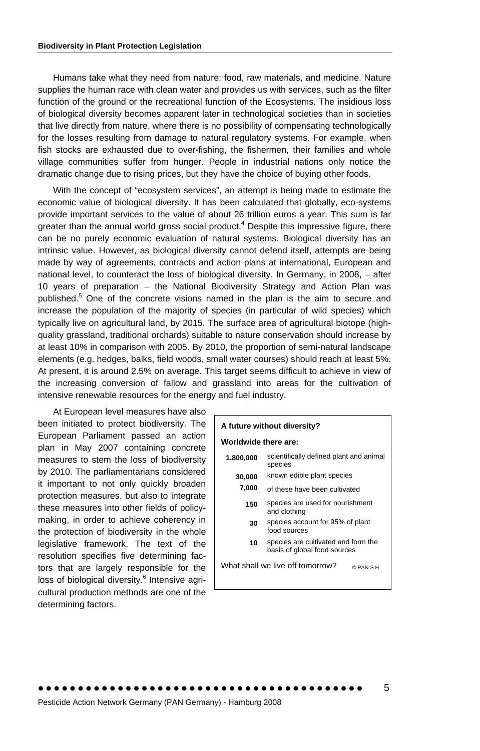Humans take what they need from nature: food, raw materials, and medicine. Nature supplies the human race with clean water and provides us with services, such as the filter function of the ground or the recreational function of the Ecosystems. The insidious loss of biological diversity becomes apparent later in technological societies than in societies that live directly from nature, where there is no possibility of compensating technologically for the losses resulting from damage to natural regulatory systems. For example, when fish stocks are exhausted due to over-fishing, the fishermen, their families and whole village communities suffer from hunger. People in industrial nations only notice the dramatic change due to rising prices, but they have the choice of buying other foods.

With the concept of "ecosystem services", an attempt is being made to estimate the economic value of biological diversity. It has been calculated that globally, eco-systems provide important services to the value of about 26 trillion euros a year. This sum is far greater than the annual world gross social product.[4] Despite this impressive figure, there can be no purely economic evaluation of natural systems. Biological diversity has an intrinsic value. However, as biological diversity cannot defend itself, attempts are being made by way of agreements, contracts and action plans at international, European and national level, to counteract the loss of biological diversity. In Germany, in 2008, – after 10 years of preparation – the National Biodiversity Strategy and Action Plan was published.[5] One of the concrete visions named in the plan is the aim to secure and increase the population of the majority of species (in particular of wild species) which typically live on agricultural land, by 2015. The surface area of agricultural biotope (high-quality grassland, traditional orchards) suitable to nature conservation should increase by at least 10% in comparison with 2005. By 2010, the proportion of semi-natural landscape elements (e.g. hedges, balks, field woods, small water courses) should reach at least 5%. At present, it is around 2.5% on average. This target seems difficult to achieve in view of the increasing conversion of fallow and grassland into areas for the cultivation of intensive renewable resources for the energy and fuel industry.

At European level measures have also been initiated to protect biodiversity. The European Parliament passed an action plan in May 2007 containing concrete measures to stem the loss of biodiversity by 2010. The parliamentarians considered it important to not only quickly broaden protection measures, but also to integrate these measures into other fields of policy-making, in order to achieve coherency in the protection of biodiversity in the whole legislative framework. The text of the resolution specifies five determining factors that are largely responsible for the loss of biological diversity.[6] Intensive agricultural production methods are one of the determining factors.

**A future without diversity?**

**Worldwide there are:**

| | |
|---|---|
| **1,800,000** | scientifically defined plant and animal species |
| **30,000** | known edible plant species |
| **7,000** | of these have been cultivated |
| **150** | species are used for nourishment and clothing |
| **30** | species account for 95% of plant food sources |
| **10** | species are cultivated and form the basis of global food sources |

What shall we live off tomorrow? © PAN S.H.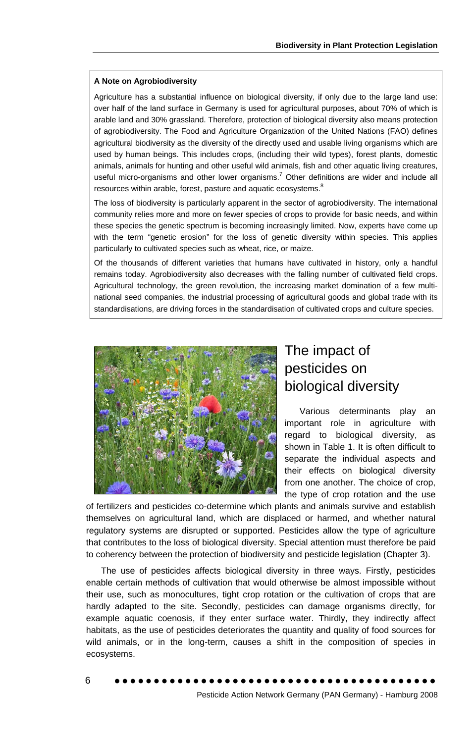**A Note on Agrobiodiversity**

Agriculture has a substantial influence on biological diversity, if only due to the large land use: over half of the land surface in Germany is used for agricultural purposes, about 70% of which is arable land and 30% grassland. Therefore, protection of biological diversity also means protection of agrobiodiversity. The Food and Agriculture Organization of the United Nations (FAO) defines agricultural biodiversity as the diversity of the directly used and usable living organisms which are used by human beings. This includes crops, (including their wild types), forest plants, domestic animals, animals for hunting and other useful wild animals, fish and other aquatic living creatures, useful micro-organisms and other lower organisms.[7] Other definitions are wider and include all resources within arable, forest, pasture and aquatic ecosystems.[8]

The loss of biodiversity is particularly apparent in the sector of agrobiodiversity. The international community relies more and more on fewer species of crops to provide for basic needs, and within these species the genetic spectrum is becoming increasingly limited. Now, experts have come up with the term "genetic erosion" for the loss of genetic diversity within species. This applies particularly to cultivated species such as wheat, rice, or maize.

Of the thousands of different varieties that humans have cultivated in history, only a handful remains today. Agrobiodiversity also decreases with the falling number of cultivated field crops. Agricultural technology, the green revolution, the increasing market domination of a few multi-national seed companies, the industrial processing of agricultural goods and global trade with its standardisations, are driving forces in the standardisation of cultivated crops and culture species.

## The impact of pesticides on biological diversity

Various determinants play an important role in agriculture with regard to biological diversity, as shown in Table 1. It is often difficult to separate the individual aspects and their effects on biological diversity from one another. The choice of crop, the type of crop rotation and the use of fertilizers and pesticides co-determine which plants and animals survive and establish themselves on agricultural land, which are displaced or harmed, and whether natural regulatory systems are disrupted or supported. Pesticides allow the type of agriculture that contributes to the loss of biological diversity. Special attention must therefore be paid to coherency between the protection of biodiversity and pesticide legislation (Chapter 3).

The use of pesticides affects biological diversity in three ways. Firstly, pesticides enable certain methods of cultivation that would otherwise be almost impossible without their use, such as monocultures, tight crop rotation or the cultivation of crops that are hardly adapted to the site. Secondly, pesticides can damage organisms directly, for example aquatic coenosis, if they enter surface water. Thirdly, they indirectly affect habitats, as the use of pesticides deteriorates the quantity and quality of food sources for wild animals, or in the long-term, causes a shift in the composition of species in ecosystems.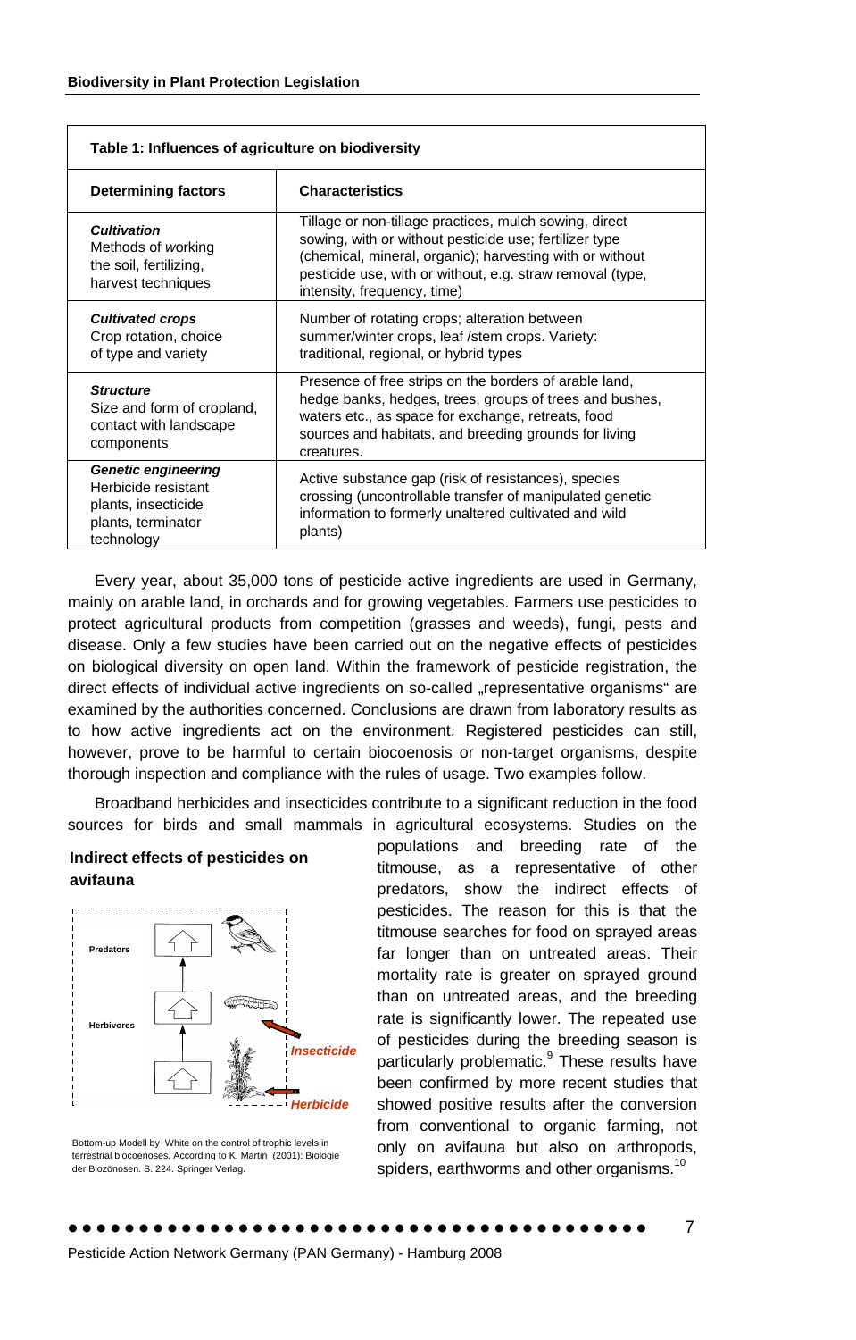| Table 1: Influences of agriculture on biodiversity | |
|---|---|
| **Determining factors** | **Characteristics** |
| ***Cultivation*** Methods of working the soil, fertilizing, harvest techniques | Tillage or non-tillage practices, mulch sowing, direct sowing, with or without pesticide use; fertilizer type (chemical, mineral, organic); harvesting with or without pesticide use, with or without, e.g. straw removal (type, intensity, frequency, time) |
| ***Cultivated crops*** Crop rotation, choice of type and variety | Number of rotating crops; alteration between summer/winter crops, leaf /stem crops. Variety: traditional, regional, or hybrid types |
| ***Structure*** Size and form of cropland, contact with landscape components | Presence of free strips on the borders of arable land, hedge banks, hedges, trees, groups of trees and bushes, waters etc., as space for exchange, retreats, food sources and habitats, and breeding grounds for living creatures. |
| ***Genetic engineering*** Herbicide resistant plants, insecticide plants, terminator technology | Active substance gap (risk of resistances), species crossing (uncontrollable transfer of manipulated genetic information to formerly unaltered cultivated and wild plants) |

Every year, about 35,000 tons of pesticide active ingredients are used in Germany, mainly on arable land, in orchards and for growing vegetables. Farmers use pesticides to protect agricultural products from competition (grasses and weeds), fungi, pests and disease. Only a few studies have been carried out on the negative effects of pesticides on biological diversity on open land. Within the framework of pesticide registration, the direct effects of individual active ingredients on so-called „representative organisms" are examined by the authorities concerned. Conclusions are drawn from laboratory results as to how active ingredients act on the environment. Registered pesticides can still, however, prove to be harmful to certain biocoenosis or non-target organisms, despite thorough inspection and compliance with the rules of usage. Two examples follow.

Broadband herbicides and insecticides contribute to a significant reduction in the food sources for birds and small mammals in agricultural ecosystems. Studies on the populations and breeding rate of the titmouse, as a representative of other predators, show the indirect effects of pesticides. The reason for this is that the titmouse searches for food on sprayed areas far longer than on untreated areas. Their mortality rate is greater on sprayed ground than on untreated areas, and the breeding rate is significantly lower. The repeated use of pesticides during the breeding season is particularly problematic.[9] These results have been confirmed by more recent studies that showed positive results after the conversion from conventional to organic farming, not only on avifauna but also on arthropods, spiders, earthworms and other organisms.[10]

**Indirect effects of pesticides on avifauna**

Predators

Herbivores

*Insecticide*

*Herbicide*

Bottom-up Modell by White on the control of trophic levels in terrestrial biocoenoses. According to K. Martin (2001): Biologie der Biozönosen. S. 224. Springer Verlag.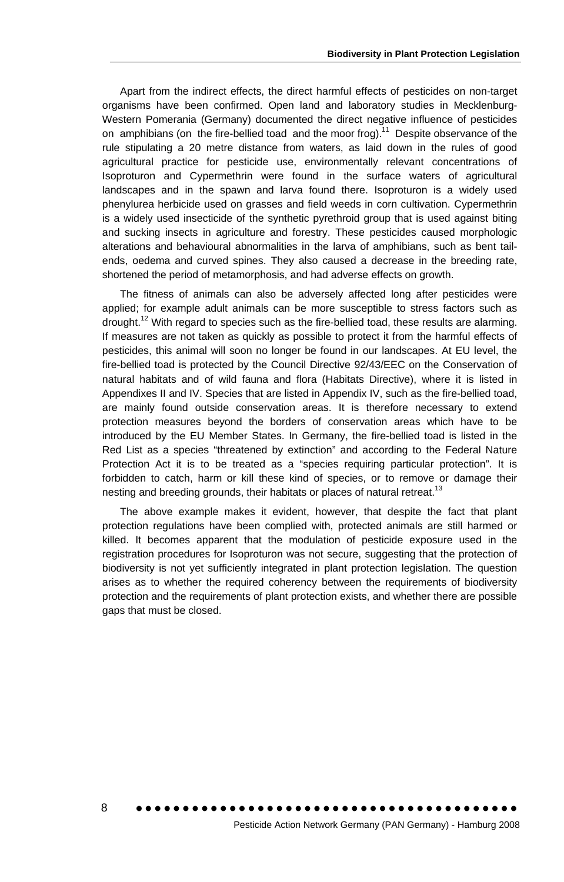Apart from the indirect effects, the direct harmful effects of pesticides on non-target organisms have been confirmed. Open land and laboratory studies in Mecklenburg-Western Pomerania (Germany) documented the direct negative influence of pesticides on amphibians (on the fire-bellied toad and the moor frog).[11] Despite observance of the rule stipulating a 20 metre distance from waters, as laid down in the rules of good agricultural practice for pesticide use, environmentally relevant concentrations of Isoproturon and Cypermethrin were found in the surface waters of agricultural landscapes and in the spawn and larva found there. Isoproturon is a widely used phenylurea herbicide used on grasses and field weeds in corn cultivation. Cypermethrin is a widely used insecticide of the synthetic pyrethroid group that is used against biting and sucking insects in agriculture and forestry. These pesticides caused morphologic alterations and behavioural abnormalities in the larva of amphibians, such as bent tail-ends, oedema and curved spines. They also caused a decrease in the breeding rate, shortened the period of metamorphosis, and had adverse effects on growth.

The fitness of animals can also be adversely affected long after pesticides were applied; for example adult animals can be more susceptible to stress factors such as drought.[12] With regard to species such as the fire-bellied toad, these results are alarming. If measures are not taken as quickly as possible to protect it from the harmful effects of pesticides, this animal will soon no longer be found in our landscapes. At EU level, the fire-bellied toad is protected by the Council Directive 92/43/EEC on the Conservation of natural habitats and of wild fauna and flora (Habitats Directive), where it is listed in Appendixes II and IV. Species that are listed in Appendix IV, such as the fire-bellied toad, are mainly found outside conservation areas. It is therefore necessary to extend protection measures beyond the borders of conservation areas which have to be introduced by the EU Member States. In Germany, the fire-bellied toad is listed in the Red List as a species "threatened by extinction" and according to the Federal Nature Protection Act it is to be treated as a "species requiring particular protection". It is forbidden to catch, harm or kill these kind of species, or to remove or damage their nesting and breeding grounds, their habitats or places of natural retreat.[13]

The above example makes it evident, however, that despite the fact that plant protection regulations have been complied with, protected animals are still harmed or killed. It becomes apparent that the modulation of pesticide exposure used in the registration procedures for Isoproturon was not secure, suggesting that the protection of biodiversity is not yet sufficiently integrated in plant protection legislation. The question arises as to whether the required coherency between the requirements of biodiversity protection and the requirements of plant protection exists, and whether there are possible gaps that must be closed.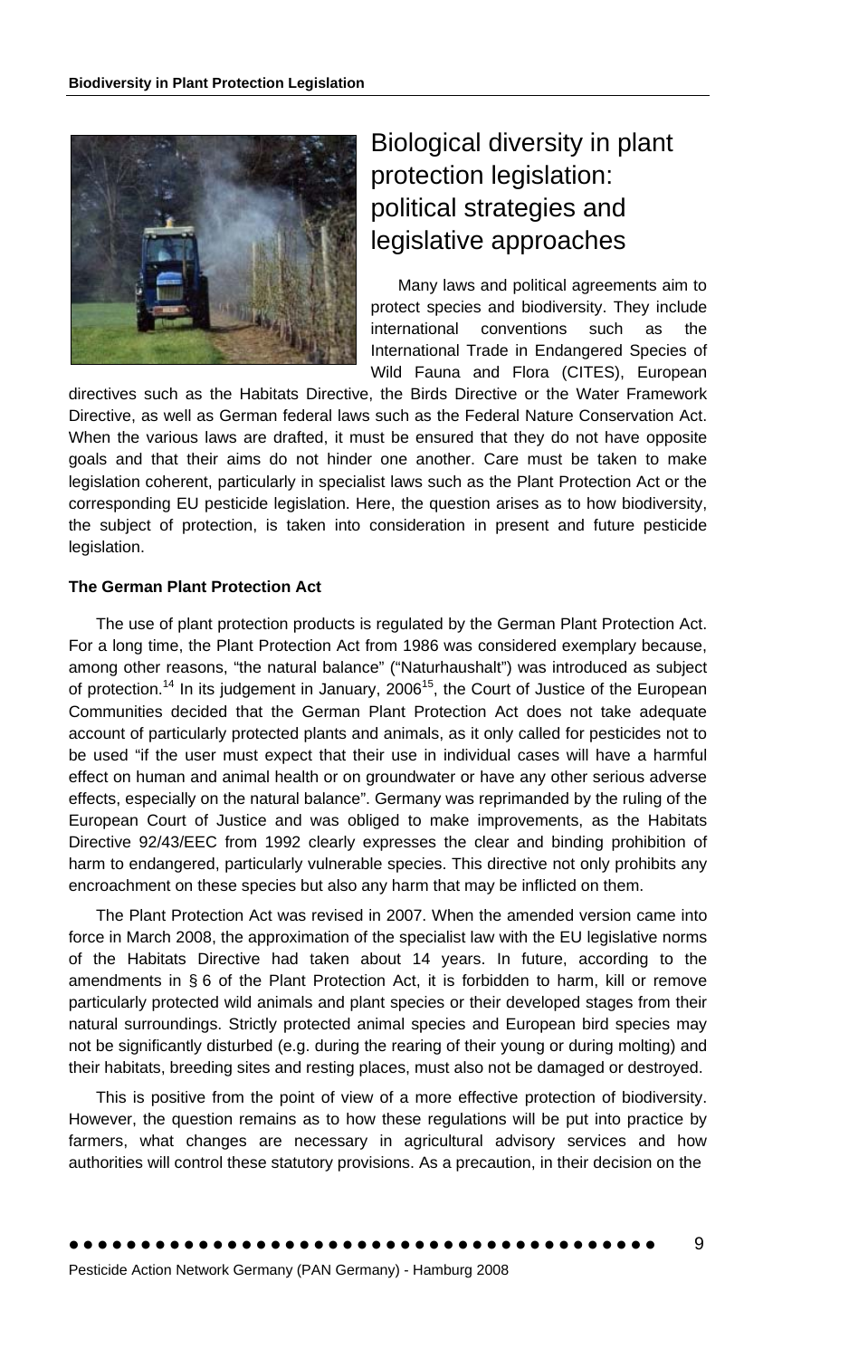# Biological diversity in plant protection legislation: political strategies and legislative approaches

Many laws and political agreements aim to protect species and biodiversity. They include international conventions such as the International Trade in Endangered Species of Wild Fauna and Flora (CITES), European directives such as the Habitats Directive, the Birds Directive or the Water Framework Directive, as well as German federal laws such as the Federal Nature Conservation Act. When the various laws are drafted, it must be ensured that they do not have opposite goals and that their aims do not hinder one another. Care must be taken to make legislation coherent, particularly in specialist laws such as the Plant Protection Act or the corresponding EU pesticide legislation. Here, the question arises as to how biodiversity, the subject of protection, is taken into consideration in present and future pesticide legislation.

**The German Plant Protection Act**

The use of plant protection products is regulated by the German Plant Protection Act. For a long time, the Plant Protection Act from 1986 was considered exemplary because, among other reasons, "the natural balance" ("Naturhaushalt") was introduced as subject of protection.[14] In its judgement in January, 2006[15], the Court of Justice of the European Communities decided that the German Plant Protection Act does not take adequate account of particularly protected plants and animals, as it only called for pesticides not to be used "if the user must expect that their use in individual cases will have a harmful effect on human and animal health or on groundwater or have any other serious adverse effects, especially on the natural balance". Germany was reprimanded by the ruling of the European Court of Justice and was obliged to make improvements, as the Habitats Directive 92/43/EEC from 1992 clearly expresses the clear and binding prohibition of harm to endangered, particularly vulnerable species. This directive not only prohibits any encroachment on these species but also any harm that may be inflicted on them.

The Plant Protection Act was revised in 2007. When the amended version came into force in March 2008, the approximation of the specialist law with the EU legislative norms of the Habitats Directive had taken about 14 years. In future, according to the amendments in § 6 of the Plant Protection Act, it is forbidden to harm, kill or remove particularly protected wild animals and plant species or their developed stages from their natural surroundings. Strictly protected animal species and European bird species may not be significantly disturbed (e.g. during the rearing of their young or during molting) and their habitats, breeding sites and resting places, must also not be damaged or destroyed.

This is positive from the point of view of a more effective protection of biodiversity. However, the question remains as to how these regulations will be put into practice by farmers, what changes are necessary in agricultural advisory services and how authorities will control these statutory provisions. As a precaution, in their decision on the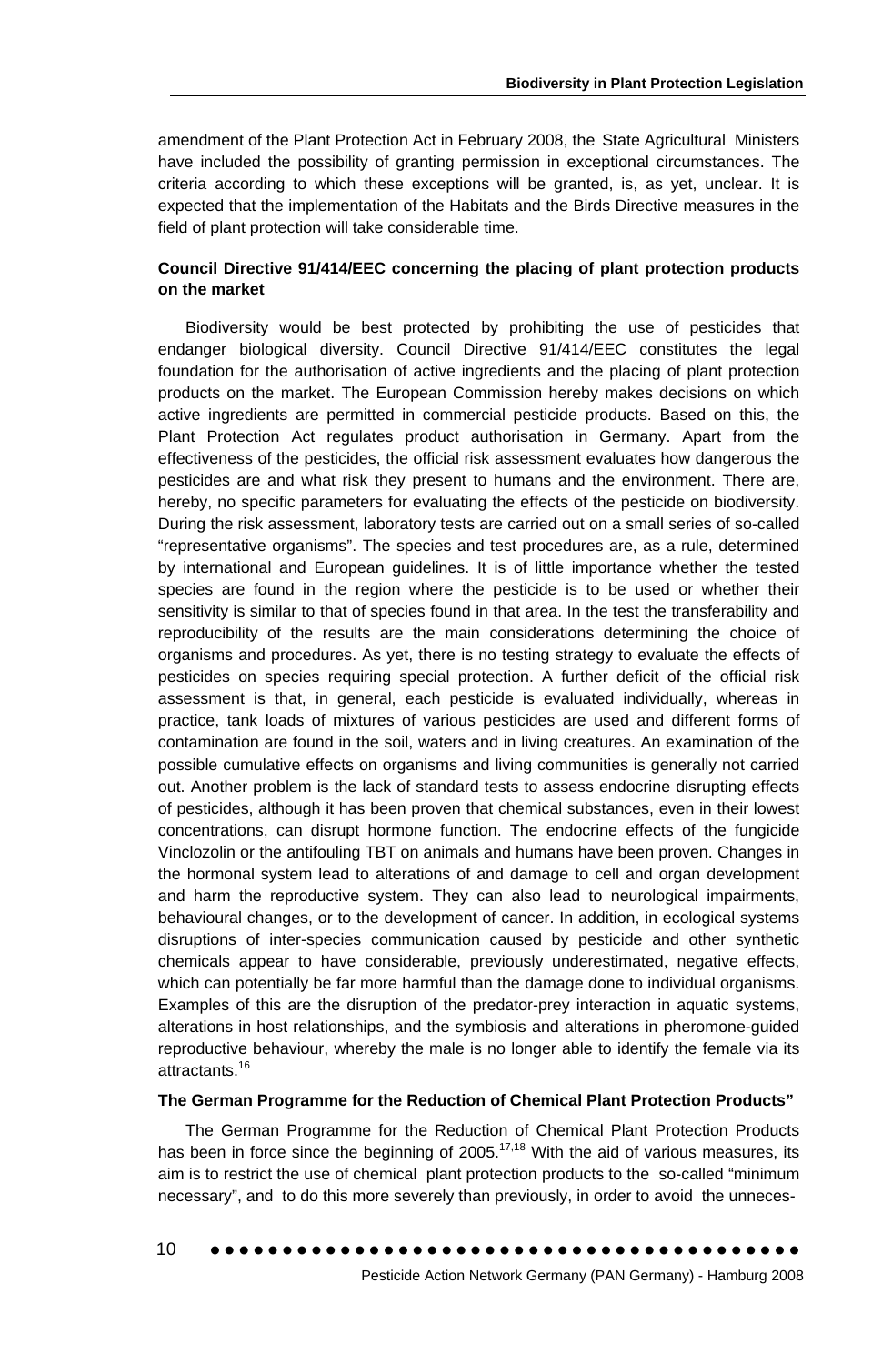amendment of the Plant Protection Act in February 2008, the State Agricultural Ministers have included the possibility of granting permission in exceptional circumstances. The criteria according to which these exceptions will be granted, is, as yet, unclear. It is expected that the implementation of the Habitats and the Birds Directive measures in the field of plant protection will take considerable time.

**Council Directive 91/414/EEC concerning the placing of plant protection products on the market**

Biodiversity would be best protected by prohibiting the use of pesticides that endanger biological diversity. Council Directive 91/414/EEC constitutes the legal foundation for the authorisation of active ingredients and the placing of plant protection products on the market. The European Commission hereby makes decisions on which active ingredients are permitted in commercial pesticide products. Based on this, the Plant Protection Act regulates product authorisation in Germany. Apart from the effectiveness of the pesticides, the official risk assessment evaluates how dangerous the pesticides are and what risk they present to humans and the environment. There are, hereby, no specific parameters for evaluating the effects of the pesticide on biodiversity. During the risk assessment, laboratory tests are carried out on a small series of so-called "representative organisms". The species and test procedures are, as a rule, determined by international and European guidelines. It is of little importance whether the tested species are found in the region where the pesticide is to be used or whether their sensitivity is similar to that of species found in that area. In the test the transferability and reproducibility of the results are the main considerations determining the choice of organisms and procedures. As yet, there is no testing strategy to evaluate the effects of pesticides on species requiring special protection. A further deficit of the official risk assessment is that, in general, each pesticide is evaluated individually, whereas in practice, tank loads of mixtures of various pesticides are used and different forms of contamination are found in the soil, waters and in living creatures. An examination of the possible cumulative effects on organisms and living communities is generally not carried out. Another problem is the lack of standard tests to assess endocrine disrupting effects of pesticides, although it has been proven that chemical substances, even in their lowest concentrations, can disrupt hormone function. The endocrine effects of the fungicide Vinclozolin or the antifouling TBT on animals and humans have been proven. Changes in the hormonal system lead to alterations of and damage to cell and organ development and harm the reproductive system. They can also lead to neurological impairments, behavioural changes, or to the development of cancer. In addition, in ecological systems disruptions of inter-species communication caused by pesticide and other synthetic chemicals appear to have considerable, previously underestimated, negative effects, which can potentially be far more harmful than the damage done to individual organisms. Examples of this are the disruption of the predator-prey interaction in aquatic systems, alterations in host relationships, and the symbiosis and alterations in pheromone-guided reproductive behaviour, whereby the male is no longer able to identify the female via its attractants.[16]

**The German Programme for the Reduction of Chemical Plant Protection Products"**

The German Programme for the Reduction of Chemical Plant Protection Products has been in force since the beginning of 2005.[17,18] With the aid of various measures, its aim is to restrict the use of chemical plant protection products to the so-called "minimum necessary", and to do this more severely than previously, in order to avoid the unneces-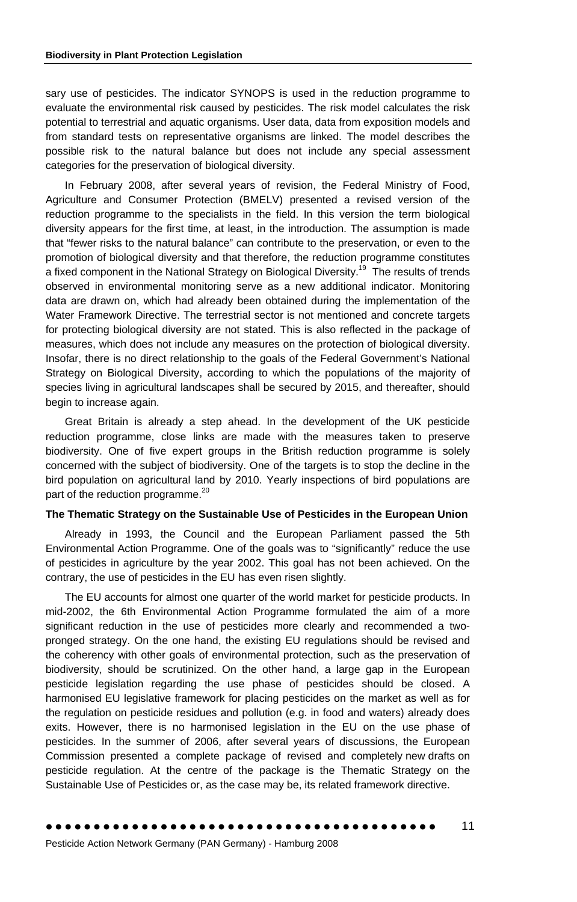sary use of pesticides. The indicator SYNOPS is used in the reduction programme to evaluate the environmental risk caused by pesticides. The risk model calculates the risk potential to terrestrial and aquatic organisms. User data, data from exposition models and from standard tests on representative organisms are linked. The model describes the possible risk to the natural balance but does not include any special assessment categories for the preservation of biological diversity.

In February 2008, after several years of revision, the Federal Ministry of Food, Agriculture and Consumer Protection (BMELV) presented a revised version of the reduction programme to the specialists in the field. In this version the term biological diversity appears for the first time, at least, in the introduction. The assumption is made that "fewer risks to the natural balance" can contribute to the preservation, or even to the promotion of biological diversity and that therefore, the reduction programme constitutes a fixed component in the National Strategy on Biological Diversity.[19] The results of trends observed in environmental monitoring serve as a new additional indicator. Monitoring data are drawn on, which had already been obtained during the implementation of the Water Framework Directive. The terrestrial sector is not mentioned and concrete targets for protecting biological diversity are not stated. This is also reflected in the package of measures, which does not include any measures on the protection of biological diversity. Insofar, there is no direct relationship to the goals of the Federal Government's National Strategy on Biological Diversity, according to which the populations of the majority of species living in agricultural landscapes shall be secured by 2015, and thereafter, should begin to increase again.

Great Britain is already a step ahead. In the development of the UK pesticide reduction programme, close links are made with the measures taken to preserve biodiversity. One of five expert groups in the British reduction programme is solely concerned with the subject of biodiversity. One of the targets is to stop the decline in the bird population on agricultural land by 2010. Yearly inspections of bird populations are part of the reduction programme.[20]

**The Thematic Strategy on the Sustainable Use of Pesticides in the European Union**

Already in 1993, the Council and the European Parliament passed the 5th Environmental Action Programme. One of the goals was to "significantly" reduce the use of pesticides in agriculture by the year 2002. This goal has not been achieved. On the contrary, the use of pesticides in the EU has even risen slightly.

The EU accounts for almost one quarter of the world market for pesticide products. In mid-2002, the 6th Environmental Action Programme formulated the aim of a more significant reduction in the use of pesticides more clearly and recommended a two-pronged strategy. On the one hand, the existing EU regulations should be revised and the coherency with other goals of environmental protection, such as the preservation of biodiversity, should be scrutinized. On the other hand, a large gap in the European pesticide legislation regarding the use phase of pesticides should be closed. A harmonised EU legislative framework for placing pesticides on the market as well as for the regulation on pesticide residues and pollution (e.g. in food and waters) already does exits. However, there is no harmonised legislation in the EU on the use phase of pesticides. In the summer of 2006, after several years of discussions, the European Commission presented a complete package of revised and completely new drafts on pesticide regulation. At the centre of the package is the Thematic Strategy on the Sustainable Use of Pesticides or, as the case may be, its related framework directive.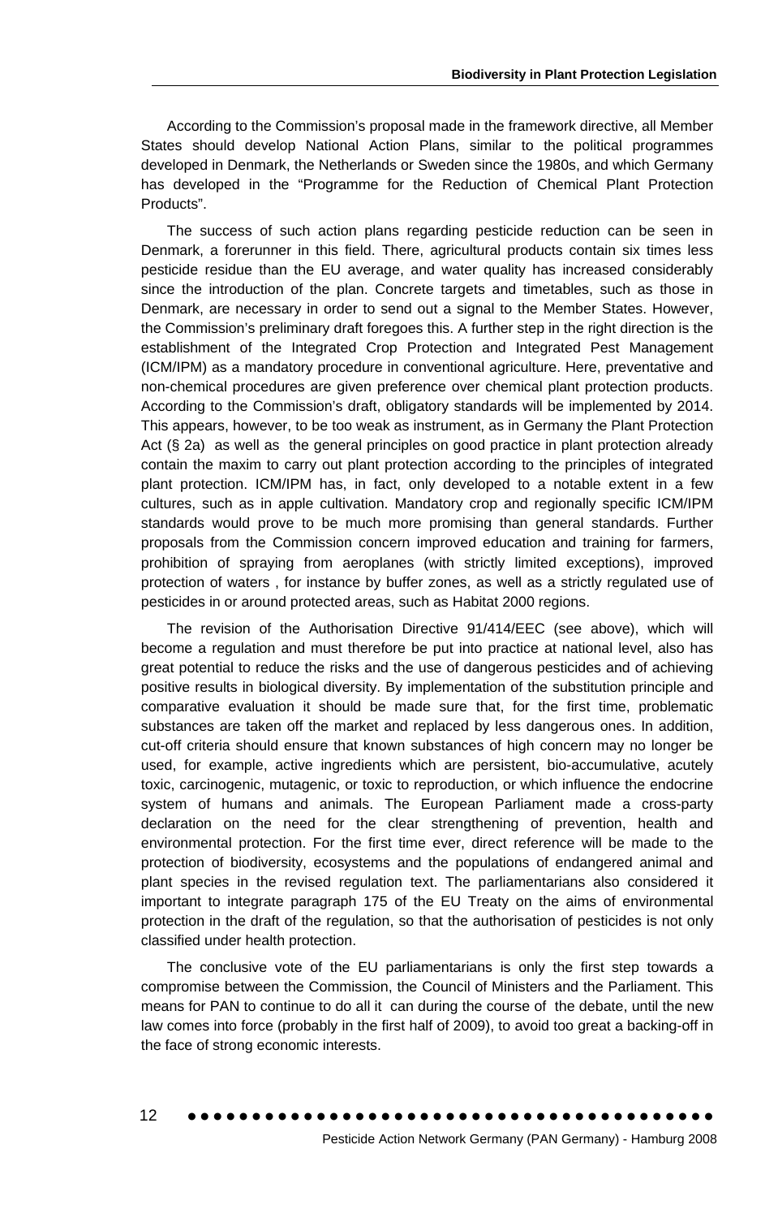According to the Commission's proposal made in the framework directive, all Member States should develop National Action Plans, similar to the political programmes developed in Denmark, the Netherlands or Sweden since the 1980s, and which Germany has developed in the "Programme for the Reduction of Chemical Plant Protection Products".

The success of such action plans regarding pesticide reduction can be seen in Denmark, a forerunner in this field. There, agricultural products contain six times less pesticide residue than the EU average, and water quality has increased considerably since the introduction of the plan. Concrete targets and timetables, such as those in Denmark, are necessary in order to send out a signal to the Member States. However, the Commission's preliminary draft foregoes this. A further step in the right direction is the establishment of the Integrated Crop Protection and Integrated Pest Management (ICM/IPM) as a mandatory procedure in conventional agriculture. Here, preventative and non-chemical procedures are given preference over chemical plant protection products. According to the Commission's draft, obligatory standards will be implemented by 2014. This appears, however, to be too weak as instrument, as in Germany the Plant Protection Act (§ 2a) as well as the general principles on good practice in plant protection already contain the maxim to carry out plant protection according to the principles of integrated plant protection. ICM/IPM has, in fact, only developed to a notable extent in a few cultures, such as in apple cultivation. Mandatory crop and regionally specific ICM/IPM standards would prove to be much more promising than general standards. Further proposals from the Commission concern improved education and training for farmers, prohibition of spraying from aeroplanes (with strictly limited exceptions), improved protection of waters , for instance by buffer zones, as well as a strictly regulated use of pesticides in or around protected areas, such as Habitat 2000 regions.

The revision of the Authorisation Directive 91/414/EEC (see above), which will become a regulation and must therefore be put into practice at national level, also has great potential to reduce the risks and the use of dangerous pesticides and of achieving positive results in biological diversity. By implementation of the substitution principle and comparative evaluation it should be made sure that, for the first time, problematic substances are taken off the market and replaced by less dangerous ones. In addition, cut-off criteria should ensure that known substances of high concern may no longer be used, for example, active ingredients which are persistent, bio-accumulative, acutely toxic, carcinogenic, mutagenic, or toxic to reproduction, or which influence the endocrine system of humans and animals. The European Parliament made a cross-party declaration on the need for the clear strengthening of prevention, health and environmental protection. For the first time ever, direct reference will be made to the protection of biodiversity, ecosystems and the populations of endangered animal and plant species in the revised regulation text. The parliamentarians also considered it important to integrate paragraph 175 of the EU Treaty on the aims of environmental protection in the draft of the regulation, so that the authorisation of pesticides is not only classified under health protection.

The conclusive vote of the EU parliamentarians is only the first step towards a compromise between the Commission, the Council of Ministers and the Parliament. This means for PAN to continue to do all it can during the course of the debate, until the new law comes into force (probably in the first half of 2009), to avoid too great a backing-off in the face of strong economic interests.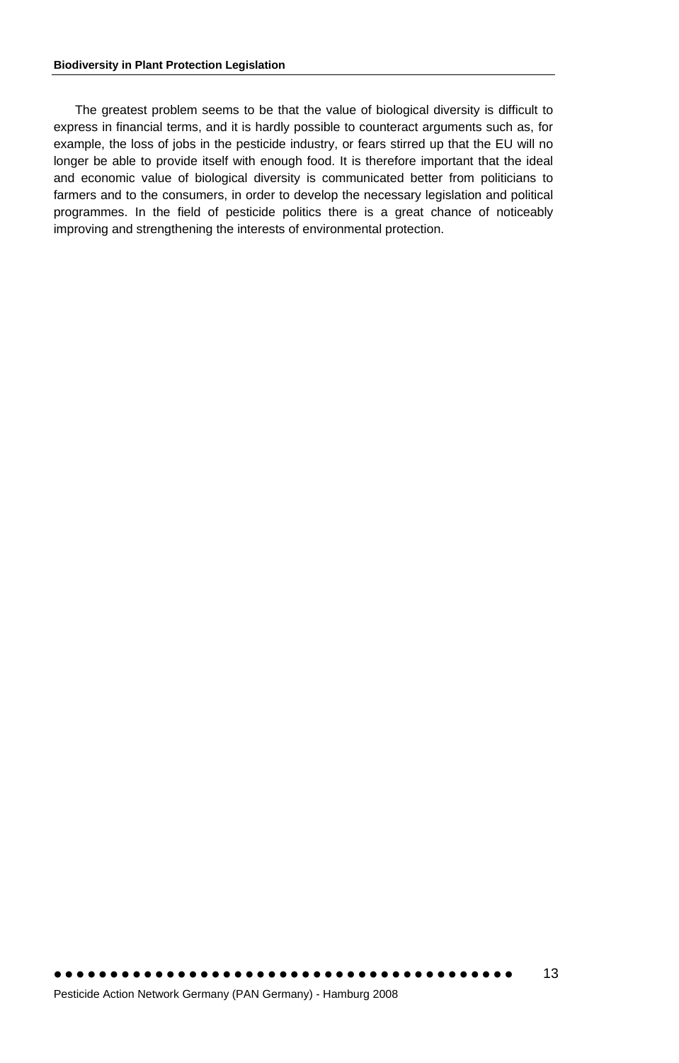The greatest problem seems to be that the value of biological diversity is difficult to express in financial terms, and it is hardly possible to counteract arguments such as, for example, the loss of jobs in the pesticide industry, or fears stirred up that the EU will no longer be able to provide itself with enough food. It is therefore important that the ideal and economic value of biological diversity is communicated better from politicians to farmers and to the consumers, in order to develop the necessary legislation and political programmes. In the field of pesticide politics there is a great chance of noticeably improving and strengthening the interests of environmental protection.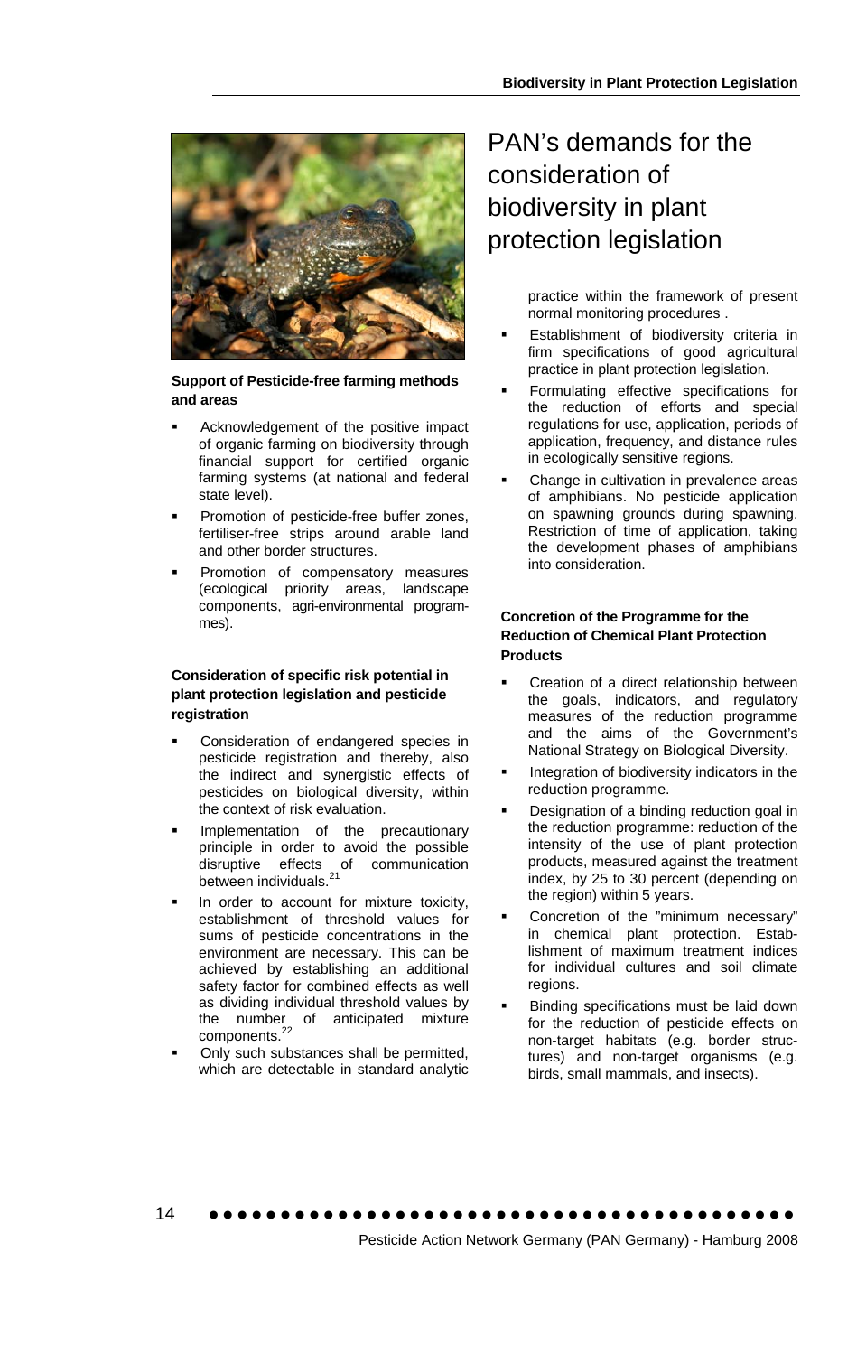# PAN's demands for the consideration of biodiversity in plant protection legislation

**Support of Pesticide-free farming methods and areas**

- Acknowledgement of the positive impact of organic farming on biodiversity through financial support for certified organic farming systems (at national and federal state level).
- Promotion of pesticide-free buffer zones, fertiliser-free strips around arable land and other border structures.
- Promotion of compensatory measures (ecological priority areas, landscape components, agri-environmental programmes).

**Consideration of specific risk potential in plant protection legislation and pesticide registration**

- Consideration of endangered species in pesticide registration and thereby, also the indirect and synergistic effects of pesticides on biological diversity, within the context of risk evaluation.
- Implementation of the precautionary principle in order to avoid the possible disruptive effects of communication between individuals.[21]
- In order to account for mixture toxicity, establishment of threshold values for sums of pesticide concentrations in the environment are necessary. This can be achieved by establishing an additional safety factor for combined effects as well as dividing individual threshold values by the number of anticipated mixture components.[22]
- Only such substances shall be permitted, which are detectable in standard analytic practice within the framework of present normal monitoring procedures .
- Establishment of biodiversity criteria in firm specifications of good agricultural practice in plant protection legislation.
- Formulating effective specifications for the reduction of efforts and special regulations for use, application, periods of application, frequency, and distance rules in ecologically sensitive regions.
- Change in cultivation in prevalence areas of amphibians. No pesticide application on spawning grounds during spawning. Restriction of time of application, taking the development phases of amphibians into consideration.

**Concretion of the Programme for the Reduction of Chemical Plant Protection Products**

- Creation of a direct relationship between the goals, indicators, and regulatory measures of the reduction programme and the aims of the Government's National Strategy on Biological Diversity.
- Integration of biodiversity indicators in the reduction programme.
- Designation of a binding reduction goal in the reduction programme: reduction of the intensity of the use of plant protection products, measured against the treatment index, by 25 to 30 percent (depending on the region) within 5 years.
- Concretion of the "minimum necessary" in chemical plant protection. Establishment of maximum treatment indices for individual cultures and soil climate regions.
- Binding specifications must be laid down for the reduction of pesticide effects on non-target habitats (e.g. border structures) and non-target organisms (e.g. birds, small mammals, and insects).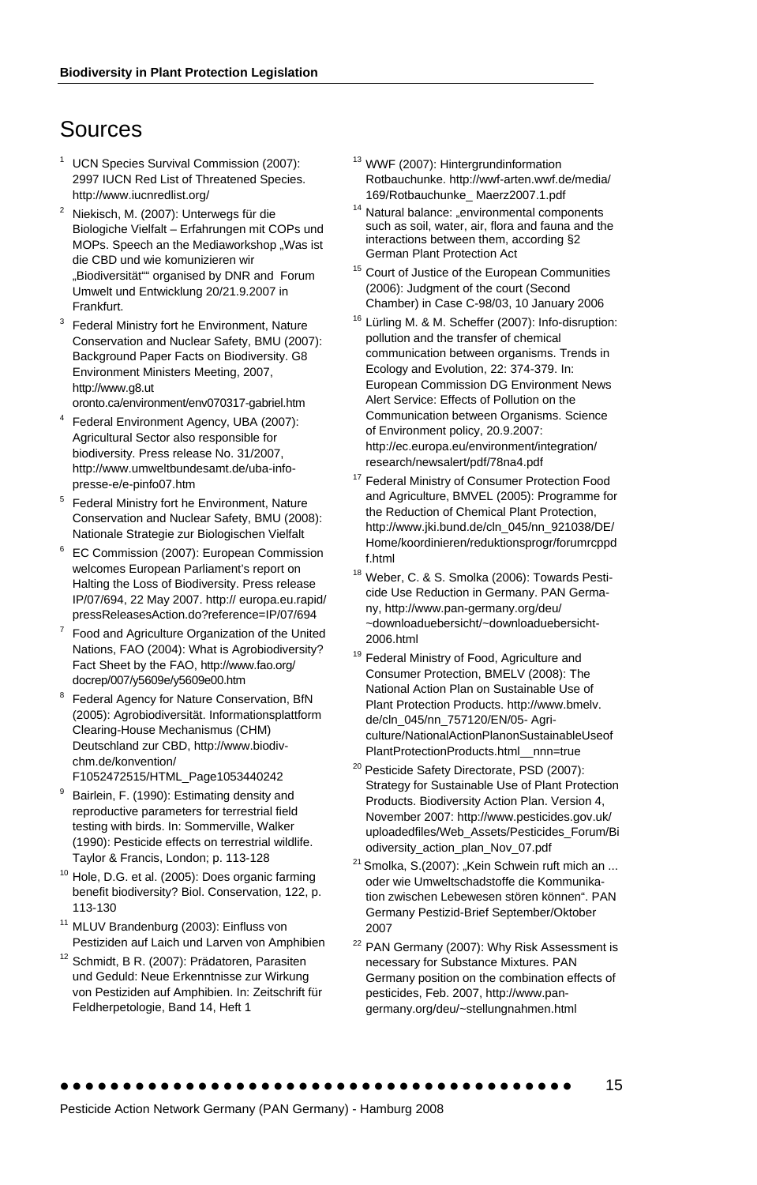# Sources

[1] UCN Species Survival Commission (2007): 2997 IUCN Red List of Threatened Species. http://www.iucnredlist.org/

[2] Niekisch, M. (2007): Unterwegs für die Biologiche Vielfalt – Erfahrungen mit COPs und MOPs. Speech an the Mediaworkshop „Was ist die CBD und wie komunizieren wir „Biodiversität"" organised by DNR and Forum Umwelt und Entwicklung 20/21.9.2007 in Frankfurt.

[3] Federal Ministry fort he Environment, Nature Conservation and Nuclear Safety, BMU (2007): Background Paper Facts on Biodiversity. G8 Environment Ministers Meeting, 2007, http://www.g8.ut oronto.ca/environment/env070317-gabriel.htm

[4] Federal Environment Agency, UBA (2007): Agricultural Sector also responsible for biodiversity. Press release No. 31/2007, http://www.umweltbundesamt.de/uba-info-presse-e/e-pinfo07.htm

[5] Federal Ministry fort he Environment, Nature Conservation and Nuclear Safety, BMU (2008): Nationale Strategie zur Biologischen Vielfalt

[6] EC Commission (2007): European Commission welcomes European Parliament's report on Halting the Loss of Biodiversity. Press release IP/07/694, 22 May 2007. http:// europa.eu.rapid/pressReleasesAction.do?reference=IP/07/694

[7] Food and Agriculture Organization of the United Nations, FAO (2004): What is Agrobiodiversity? Fact Sheet by the FAO, http://www.fao.org/docrep/007/y5609e/y5609e00.htm

[8] Federal Agency for Nature Conservation, BfN (2005): Agrobiodiversität. Informationsplattform Clearing-House Mechanismus (CHM) Deutschland zur CBD, http://www.biodiv-chm.de/konvention/F1052472515/HTML_Page1053440242

[9] Bairlein, F. (1990): Estimating density and reproductive parameters for terrestrial field testing with birds. In: Sommerville, Walker (1990): Pesticide effects on terrestrial wildlife. Taylor & Francis, London; p. 113-128

[10] Hole, D.G. et al. (2005): Does organic farming benefit biodiversity? Biol. Conservation, 122, p. 113-130

[11] MLUV Brandenburg (2003): Einfluss von Pestiziden auf Laich und Larven von Amphibien

[12] Schmidt, B R. (2007): Prädatoren, Parasiten und Geduld: Neue Erkenntnisse zur Wirkung von Pestiziden auf Amphibien. In: Zeitschrift für Feldherpetologie, Band 14, Heft 1

[13] WWF (2007): Hintergrundinformation Rotbauchunke. http://wwf-arten.wwf.de/media/169/Rotbauchunke_ Maerz2007.1.pdf

[14] Natural balance: „environmental components such as soil, water, air, flora and fauna and the interactions between them, according §2 German Plant Protection Act

[15] Court of Justice of the European Communities (2006): Judgment of the court (Second Chamber) in Case C-98/03, 10 January 2006

[16] Lürling M. & M. Scheffer (2007): Info-disruption: pollution and the transfer of chemical communication between organisms. Trends in Ecology and Evolution, 22: 374-379. In: European Commission DG Environment News Alert Service: Effects of Pollution on the Communication between Organisms. Science of Environment policy, 20.9.2007: http://ec.europa.eu/environment/integration/research/newsalert/pdf/78na4.pdf

[17] Federal Ministry of Consumer Protection Food and Agriculture, BMVEL (2005): Programme for the Reduction of Chemical Plant Protection, http://www.jki.bund.de/cln_045/nn_921038/DE/Home/koordinieren/reduktionsprogr/forumrcppdf.html

[18] Weber, C. & S. Smolka (2006): Towards Pesticide Use Reduction in Germany. PAN Germany, http://www.pan-germany.org/deu/~downloaduebersicht/~downloaduebersicht-2006.html

[19] Federal Ministry of Food, Agriculture and Consumer Protection, BMELV (2008): The National Action Plan on Sustainable Use of Plant Protection Products. http://www.bmelv.de/cln_045/nn_757120/EN/05- Agriculture/NationalActionPlanonSustainableUseofPlantProtectionProducts.html__nnn=true

[20] Pesticide Safety Directorate, PSD (2007): Strategy for Sustainable Use of Plant Protection Products. Biodiversity Action Plan. Version 4, November 2007: http://www.pesticides.gov.uk/uploadedfiles/Web_Assets/Pesticides_Forum/Biodiversity_action_plan_Nov_07.pdf

[21] Smolka, S.(2007): „Kein Schwein ruft mich an ... oder wie Umweltschadstoffe die Kommunikation zwischen Lebewesen stören können". PAN Germany Pestizid-Brief September/Oktober 2007

[22] PAN Germany (2007): Why Risk Assessment is necessary for Substance Mixtures. PAN Germany position on the combination effects of pesticides, Feb. 2007, http://www.pan-germany.org/deu/~stellungnahmen.html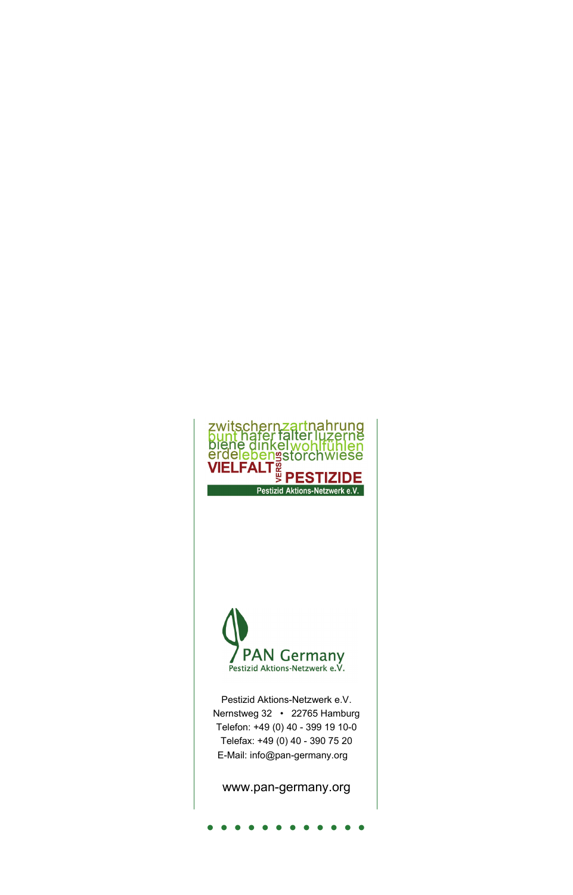zwitschern zart nahrung
bunt hafer falter luzerne
biene dinkel wohlfühlen
erde leben storchwiese

VIELFALT VERSUS PESTIZIDE

Pestizid Aktions-Netzwerk e.V.

PAN Germany
Pestizid Aktions-Netzwerk e.V.

Pestizid Aktions-Netzwerk e.V.
Nernstweg 32 • 22765 Hamburg
Telefon: +49 (0) 40 - 399 19 10-0
Telefax: +49 (0) 40 - 390 75 20
E-Mail: info@pan-germany.org

www.pan-germany.org